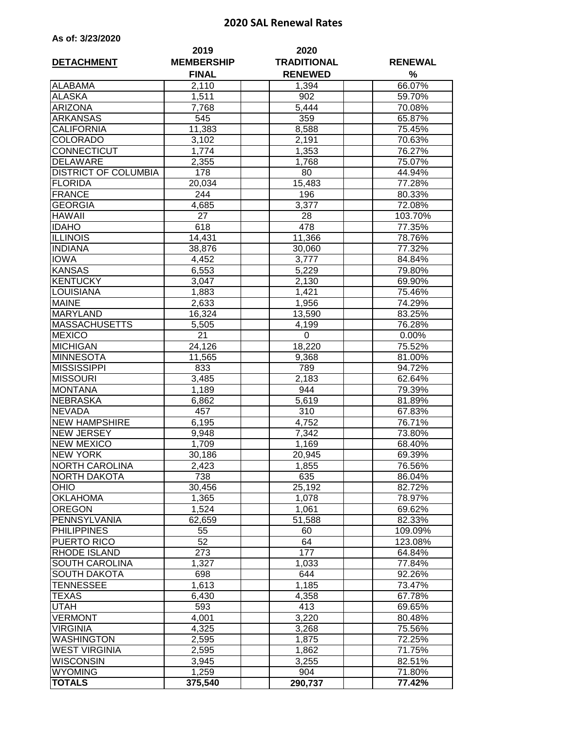# 2020 SAL Renewal Rates

**As of: 3/23/2020**

| DETACHMENT | 2019 MEMBERSHIP FINAL | | 2020 TRADITIONAL RENEWED | | RENEWAL % |
|---|---|---|---|---|---|
| ALABAMA | 2,110 | | 1,394 | | 66.07% |
| ALASKA | 1,511 | | 902 | | 59.70% |
| ARIZONA | 7,768 | | 5,444 | | 70.08% |
| ARKANSAS | 545 | | 359 | | 65.87% |
| CALIFORNIA | 11,383 | | 8,588 | | 75.45% |
| COLORADO | 3,102 | | 2,191 | | 70.63% |
| CONNECTICUT | 1,774 | | 1,353 | | 76.27% |
| DELAWARE | 2,355 | | 1,768 | | 75.07% |
| DISTRICT OF COLUMBIA | 178 | | 80 | | 44.94% |
| FLORIDA | 20,034 | | 15,483 | | 77.28% |
| FRANCE | 244 | | 196 | | 80.33% |
| GEORGIA | 4,685 | | 3,377 | | 72.08% |
| HAWAII | 27 | | 28 | | 103.70% |
| IDAHO | 618 | | 478 | | 77.35% |
| ILLINOIS | 14,431 | | 11,366 | | 78.76% |
| INDIANA | 38,876 | | 30,060 | | 77.32% |
| IOWA | 4,452 | | 3,777 | | 84.84% |
| KANSAS | 6,553 | | 5,229 | | 79.80% |
| KENTUCKY | 3,047 | | 2,130 | | 69.90% |
| LOUISIANA | 1,883 | | 1,421 | | 75.46% |
| MAINE | 2,633 | | 1,956 | | 74.29% |
| MARYLAND | 16,324 | | 13,590 | | 83.25% |
| MASSACHUSETTS | 5,505 | | 4,199 | | 76.28% |
| MEXICO | 21 | | 0 | | 0.00% |
| MICHIGAN | 24,126 | | 18,220 | | 75.52% |
| MINNESOTA | 11,565 | | 9,368 | | 81.00% |
| MISSISSIPPI | 833 | | 789 | | 94.72% |
| MISSOURI | 3,485 | | 2,183 | | 62.64% |
| MONTANA | 1,189 | | 944 | | 79.39% |
| NEBRASKA | 6,862 | | 5,619 | | 81.89% |
| NEVADA | 457 | | 310 | | 67.83% |
| NEW HAMPSHIRE | 6,195 | | 4,752 | | 76.71% |
| NEW JERSEY | 9,948 | | 7,342 | | 73.80% |
| NEW MEXICO | 1,709 | | 1,169 | | 68.40% |
| NEW YORK | 30,186 | | 20,945 | | 69.39% |
| NORTH CAROLINA | 2,423 | | 1,855 | | 76.56% |
| NORTH DAKOTA | 738 | | 635 | | 86.04% |
| OHIO | 30,456 | | 25,192 | | 82.72% |
| OKLAHOMA | 1,365 | | 1,078 | | 78.97% |
| OREGON | 1,524 | | 1,061 | | 69.62% |
| PENNSYLVANIA | 62,659 | | 51,588 | | 82.33% |
| PHILIPPINES | 55 | | 60 | | 109.09% |
| PUERTO RICO | 52 | | 64 | | 123.08% |
| RHODE ISLAND | 273 | | 177 | | 64.84% |
| SOUTH CAROLINA | 1,327 | | 1,033 | | 77.84% |
| SOUTH DAKOTA | 698 | | 644 | | 92.26% |
| TENNESSEE | 1,613 | | 1,185 | | 73.47% |
| TEXAS | 6,430 | | 4,358 | | 67.78% |
| UTAH | 593 | | 413 | | 69.65% |
| VERMONT | 4,001 | | 3,220 | | 80.48% |
| VIRGINIA | 4,325 | | 3,268 | | 75.56% |
| WASHINGTON | 2,595 | | 1,875 | | 72.25% |
| WEST VIRGINIA | 2,595 | | 1,862 | | 71.75% |
| WISCONSIN | 3,945 | | 3,255 | | 82.51% |
| WYOMING | 1,259 | | 904 | | 71.80% |
| **TOTALS** | **375,540** | | **290,737** | | **77.42%** |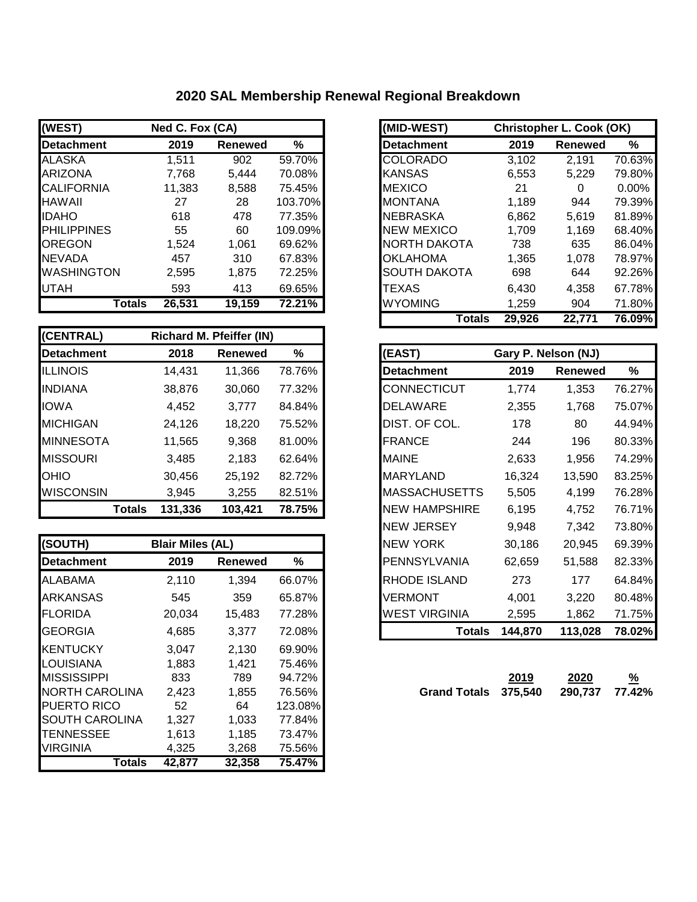# 2020 SAL Membership Renewal Regional Breakdown

| (WEST) | Ned C. Fox (CA) | | |
|---|---|---|---|
| **Detachment** | **2019** | **Renewed** | **%** |
| ALASKA | 1,511 | 902 | 59.70% |
| ARIZONA | 7,768 | 5,444 | 70.08% |
| CALIFORNIA | 11,383 | 8,588 | 75.45% |
| HAWAII | 27 | 28 | 103.70% |
| IDAHO | 618 | 478 | 77.35% |
| PHILIPPINES | 55 | 60 | 109.09% |
| OREGON | 1,524 | 1,061 | 69.62% |
| NEVADA | 457 | 310 | 67.83% |
| WASHINGTON | 2,595 | 1,875 | 72.25% |
| UTAH | 593 | 413 | 69.65% |
| **Totals** | **26,531** | **19,159** | **72.21%** |

| (CENTRAL) | Richard M. Pfeiffer (IN) | | |
|---|---|---|---|
| **Detachment** | **2018** | **Renewed** | **%** |
| ILLINOIS | 14,431 | 11,366 | 78.76% |
| INDIANA | 38,876 | 30,060 | 77.32% |
| IOWA | 4,452 | 3,777 | 84.84% |
| MICHIGAN | 24,126 | 18,220 | 75.52% |
| MINNESOTA | 11,565 | 9,368 | 81.00% |
| MISSOURI | 3,485 | 2,183 | 62.64% |
| OHIO | 30,456 | 25,192 | 82.72% |
| WISCONSIN | 3,945 | 3,255 | 82.51% |
| **Totals** | **131,336** | **103,421** | **78.75%** |

| (SOUTH) | Blair Miles (AL) | | |
|---|---|---|---|
| **Detachment** | **2019** | **Renewed** | **%** |
| ALABAMA | 2,110 | 1,394 | 66.07% |
| ARKANSAS | 545 | 359 | 65.87% |
| FLORIDA | 20,034 | 15,483 | 77.28% |
| GEORGIA | 4,685 | 3,377 | 72.08% |
| KENTUCKY | 3,047 | 2,130 | 69.90% |
| LOUISIANA | 1,883 | 1,421 | 75.46% |
| MISSISSIPPI | 833 | 789 | 94.72% |
| NORTH CAROLINA | 2,423 | 1,855 | 76.56% |
| PUERTO RICO | 52 | 64 | 123.08% |
| SOUTH CAROLINA | 1,327 | 1,033 | 77.84% |
| TENNESSEE | 1,613 | 1,185 | 73.47% |
| VIRGINIA | 4,325 | 3,268 | 75.56% |
| **Totals** | **42,877** | **32,358** | **75.47%** |

| (MID-WEST) | Christopher L. Cook (OK) | | |
|---|---|---|---|
| **Detachment** | **2019** | **Renewed** | **%** |
| COLORADO | 3,102 | 2,191 | 70.63% |
| KANSAS | 6,553 | 5,229 | 79.80% |
| MEXICO | 21 | 0 | 0.00% |
| MONTANA | 1,189 | 944 | 79.39% |
| NEBRASKA | 6,862 | 5,619 | 81.89% |
| NEW MEXICO | 1,709 | 1,169 | 68.40% |
| NORTH DAKOTA | 738 | 635 | 86.04% |
| OKLAHOMA | 1,365 | 1,078 | 78.97% |
| SOUTH DAKOTA | 698 | 644 | 92.26% |
| TEXAS | 6,430 | 4,358 | 67.78% |
| WYOMING | 1,259 | 904 | 71.80% |
| **Totals** | **29,926** | **22,771** | **76.09%** |

| (EAST) | Gary P. Nelson (NJ) | | |
|---|---|---|---|
| **Detachment** | **2019** | **Renewed** | **%** |
| CONNECTICUT | 1,774 | 1,353 | 76.27% |
| DELAWARE | 2,355 | 1,768 | 75.07% |
| DIST. OF COL. | 178 | 80 | 44.94% |
| FRANCE | 244 | 196 | 80.33% |
| MAINE | 2,633 | 1,956 | 74.29% |
| MARYLAND | 16,324 | 13,590 | 83.25% |
| MASSACHUSETTS | 5,505 | 4,199 | 76.28% |
| NEW HAMPSHIRE | 6,195 | 4,752 | 76.71% |
| NEW JERSEY | 9,948 | 7,342 | 73.80% |
| NEW YORK | 30,186 | 20,945 | 69.39% |
| PENNSYLVANIA | 62,659 | 51,588 | 82.33% |
| RHODE ISLAND | 273 | 177 | 64.84% |
| VERMONT | 4,001 | 3,220 | 80.48% |
| WEST VIRGINIA | 2,595 | 1,862 | 71.75% |
| **Totals** | **144,870** | **113,028** | **78.02%** |

| | **2019** | **2020** | **%** |
|---|---|---|---|
| **Grand Totals** | **375,540** | **290,737** | **77.42%** |